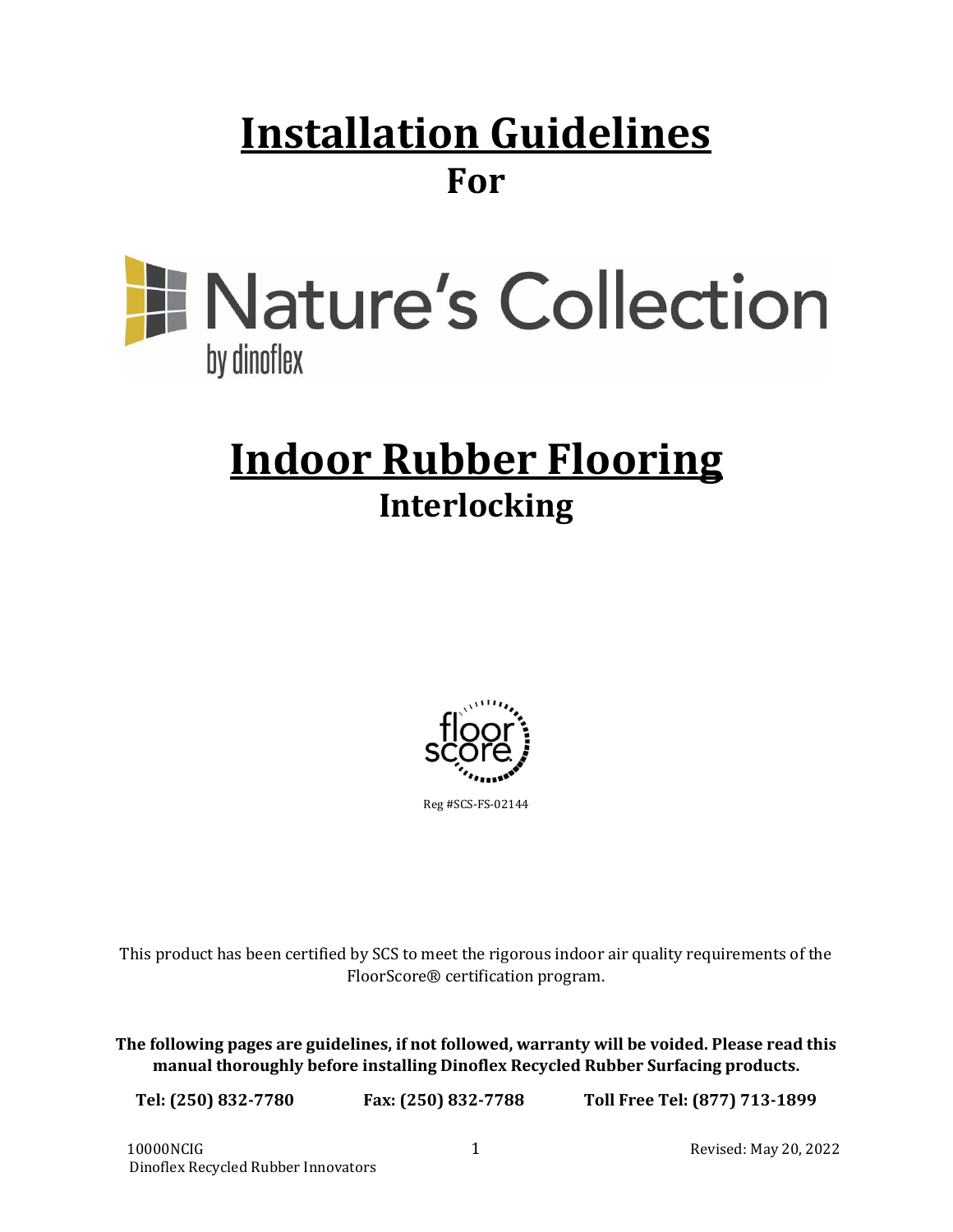# Installation Guidelines

## For

Nature's Collection

by dinoflex

# Indoor Rubber Flooring

## Interlocking

floor score

Reg #SCS-FS-02144

This product has been certified by SCS to meet the rigorous indoor air quality requirements of the FloorScore® certification program.

**The following pages are guidelines, if not followed, warranty will be voided. Please read this manual thoroughly before installing Dinoflex Recycled Rubber Surfacing products.**

**Tel: (250) 832-7780    Fax: (250) 832-7788    Toll Free Tel: (877) 713-1899**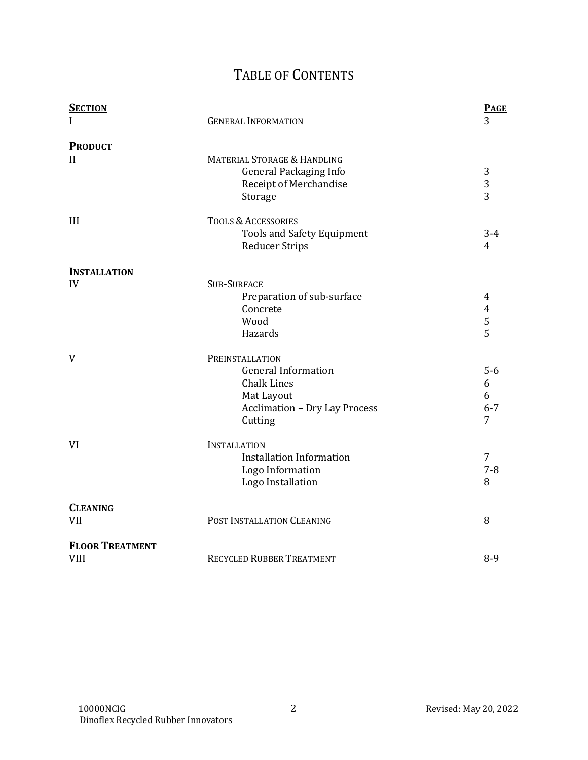# Table of Contents

| **Section** | | **Page** |
|---|---|---|
| I | General Information | 3 |
| **Product** | | |
| II | Material Storage & Handling | |
| | General Packaging Info | 3 |
| | Receipt of Merchandise | 3 |
| | Storage | 3 |
| III | Tools & Accessories | |
| | Tools and Safety Equipment | 3-4 |
| | Reducer Strips | 4 |
| **Installation** | | |
| IV | Sub-Surface | |
| | Preparation of sub-surface | 4 |
| | Concrete | 4 |
| | Wood | 5 |
| | Hazards | 5 |
| V | Preinstallation | |
| | General Information | 5-6 |
| | Chalk Lines | 6 |
| | Mat Layout | 6 |
| | Acclimation – Dry Lay Process | 6-7 |
| | Cutting | 7 |
| VI | Installation | |
| | Installation Information | 7 |
| | Logo Information | 7-8 |
| | Logo Installation | 8 |
| **Cleaning** | | |
| VII | Post Installation Cleaning | 8 |
| **Floor Treatment** | | |
| VIII | Recycled Rubber Treatment | 8-9 |

10000NCIG
Dinoflex Recycled Rubber Innovators

Revised: May 20, 2022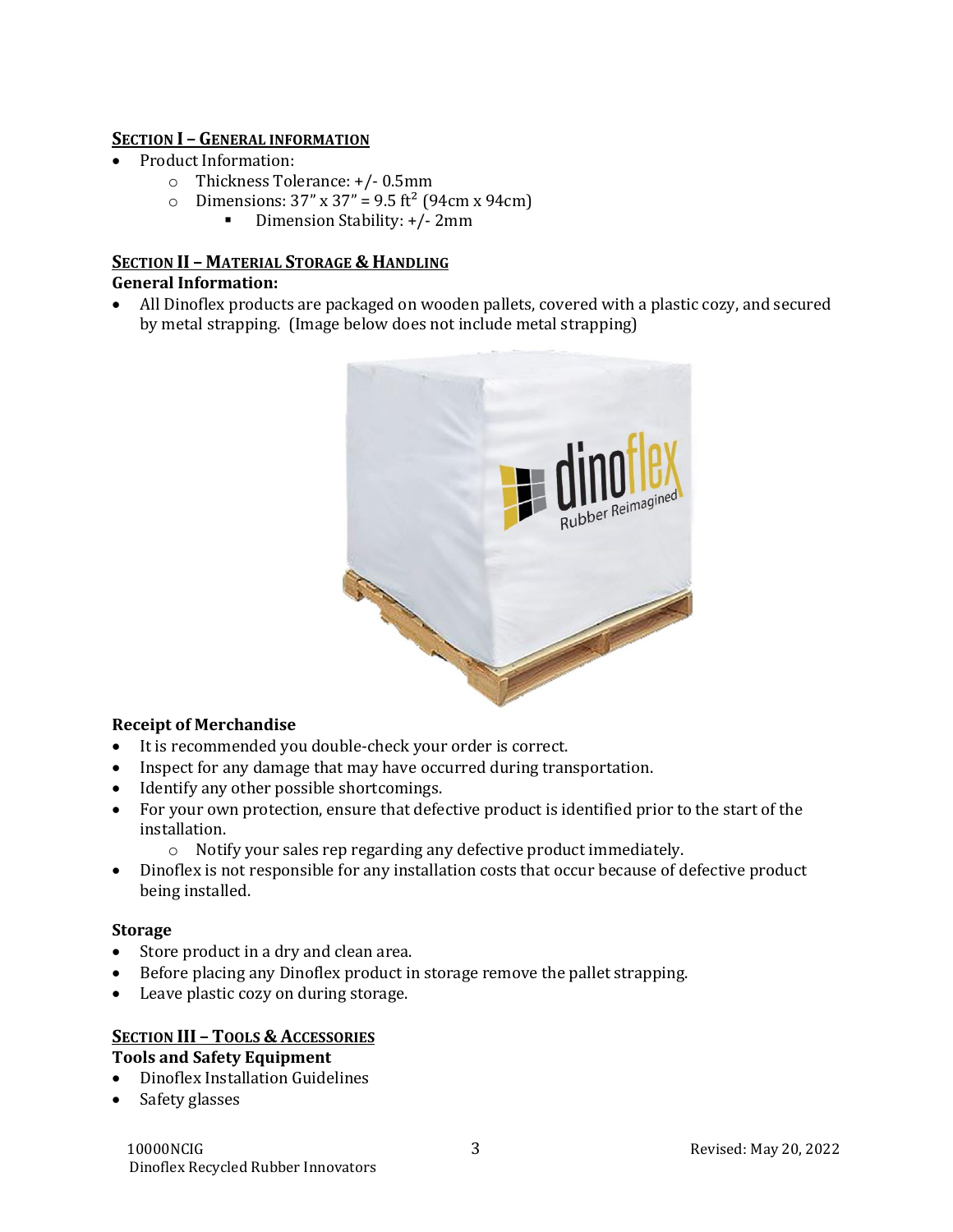## Section I – General information

- Product Information:
    - Thickness Tolerance: +/- 0.5mm
    - Dimensions: 37" x 37" = 9.5 ft² (94cm x 94cm)
        - Dimension Stability: +/- 2mm

## Section II – Material Storage & Handling

**General Information:**

- All Dinoflex products are packaged on wooden pallets, covered with a plastic cozy, and secured by metal strapping. (Image below does not include metal strapping)

**Receipt of Merchandise**

- It is recommended you double-check your order is correct.
- Inspect for any damage that may have occurred during transportation.
- Identify any other possible shortcomings.
- For your own protection, ensure that defective product is identified prior to the start of the installation.
    - Notify your sales rep regarding any defective product immediately.
- Dinoflex is not responsible for any installation costs that occur because of defective product being installed.

**Storage**

- Store product in a dry and clean area.
- Before placing any Dinoflex product in storage remove the pallet strapping.
- Leave plastic cozy on during storage.

## Section III – Tools & Accessories

**Tools and Safety Equipment**

- Dinoflex Installation Guidelines
- Safety glasses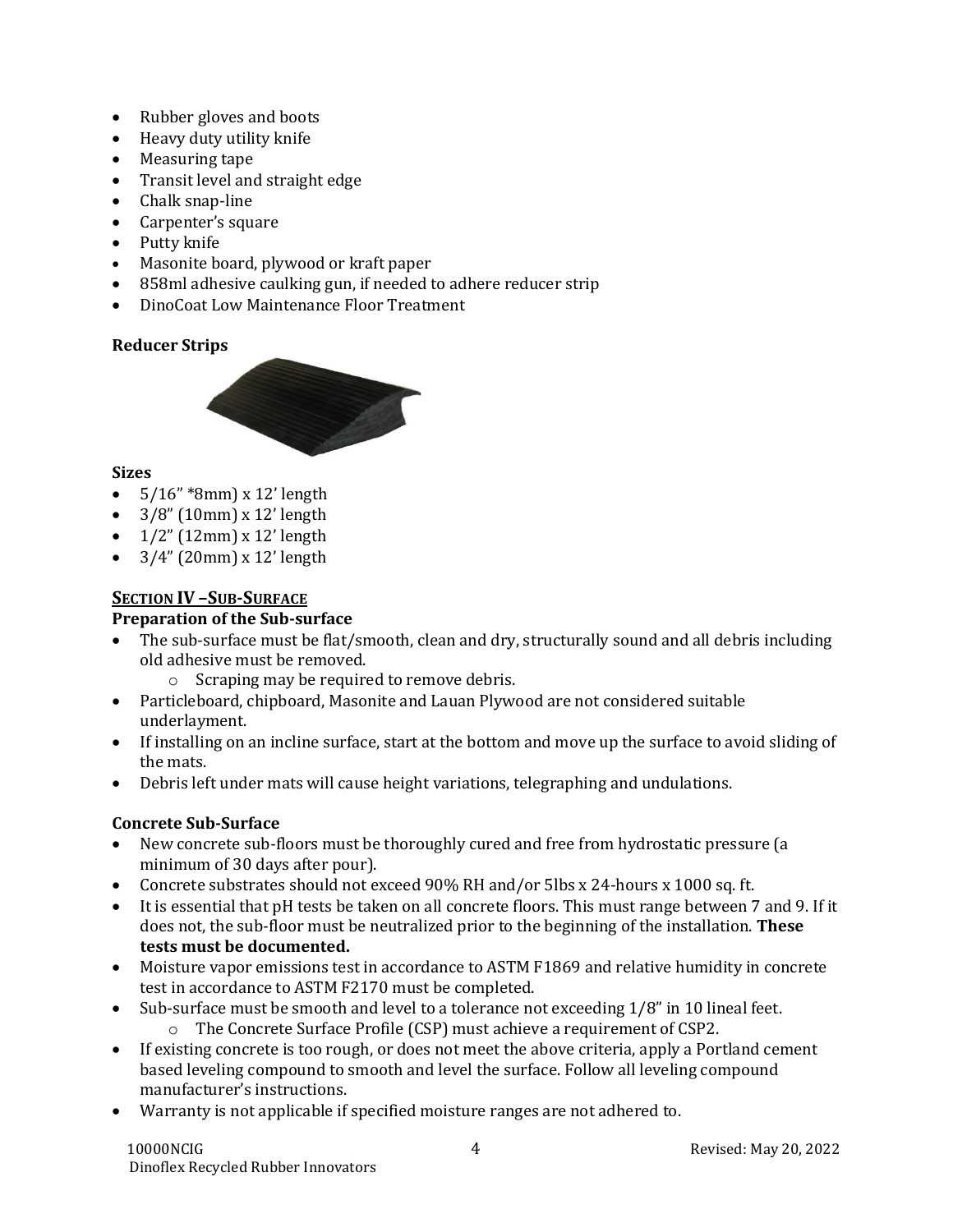- Rubber gloves and boots
- Heavy duty utility knife
- Measuring tape
- Transit level and straight edge
- Chalk snap-line
- Carpenter's square
- Putty knife
- Masonite board, plywood or kraft paper
- 858ml adhesive caulking gun, if needed to adhere reducer strip
- DinoCoat Low Maintenance Floor Treatment

**Reducer Strips**

**Sizes**

- 5/16" *8mm) x 12' length
- 3/8" (10mm) x 12' length
- 1/2" (12mm) x 12' length
- 3/4" (20mm) x 12' length

## SECTION IV –SUB-SURFACE

**Preparation of the Sub-surface**

- The sub-surface must be flat/smooth, clean and dry, structurally sound and all debris including old adhesive must be removed.
  - Scraping may be required to remove debris.
- Particleboard, chipboard, Masonite and Lauan Plywood are not considered suitable underlayment.
- If installing on an incline surface, start at the bottom and move up the surface to avoid sliding of the mats.
- Debris left under mats will cause height variations, telegraphing and undulations.

**Concrete Sub-Surface**

- New concrete sub-floors must be thoroughly cured and free from hydrostatic pressure (a minimum of 30 days after pour).
- Concrete substrates should not exceed 90% RH and/or 5lbs x 24-hours x 1000 sq. ft.
- It is essential that pH tests be taken on all concrete floors. This must range between 7 and 9. If it does not, the sub-floor must be neutralized prior to the beginning of the installation. **These tests must be documented.**
- Moisture vapor emissions test in accordance to ASTM F1869 and relative humidity in concrete test in accordance to ASTM F2170 must be completed.
- Sub-surface must be smooth and level to a tolerance not exceeding 1/8" in 10 lineal feet.
  - The Concrete Surface Profile (CSP) must achieve a requirement of CSP2.
- If existing concrete is too rough, or does not meet the above criteria, apply a Portland cement based leveling compound to smooth and level the surface. Follow all leveling compound manufacturer's instructions.
- Warranty is not applicable if specified moisture ranges are not adhered to.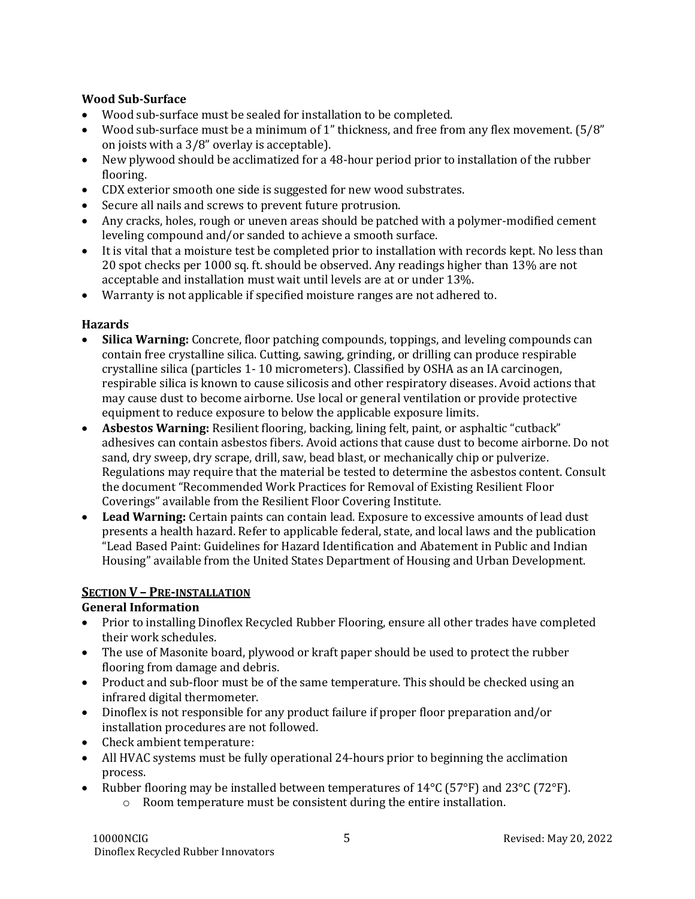**Wood Sub-Surface**

- Wood sub-surface must be sealed for installation to be completed.
- Wood sub-surface must be a minimum of 1" thickness, and free from any flex movement. (5/8" on joists with a 3/8" overlay is acceptable).
- New plywood should be acclimatized for a 48-hour period prior to installation of the rubber flooring.
- CDX exterior smooth one side is suggested for new wood substrates.
- Secure all nails and screws to prevent future protrusion.
- Any cracks, holes, rough or uneven areas should be patched with a polymer-modified cement leveling compound and/or sanded to achieve a smooth surface.
- It is vital that a moisture test be completed prior to installation with records kept. No less than 20 spot checks per 1000 sq. ft. should be observed. Any readings higher than 13% are not acceptable and installation must wait until levels are at or under 13%.
- Warranty is not applicable if specified moisture ranges are not adhered to.

**Hazards**

- **Silica Warning:** Concrete, floor patching compounds, toppings, and leveling compounds can contain free crystalline silica. Cutting, sawing, grinding, or drilling can produce respirable crystalline silica (particles 1- 10 micrometers). Classified by OSHA as an IA carcinogen, respirable silica is known to cause silicosis and other respiratory diseases. Avoid actions that may cause dust to become airborne. Use local or general ventilation or provide protective equipment to reduce exposure to below the applicable exposure limits.
- **Asbestos Warning:** Resilient flooring, backing, lining felt, paint, or asphaltic "cutback" adhesives can contain asbestos fibers. Avoid actions that cause dust to become airborne. Do not sand, dry sweep, dry scrape, drill, saw, bead blast, or mechanically chip or pulverize. Regulations may require that the material be tested to determine the asbestos content. Consult the document "Recommended Work Practices for Removal of Existing Resilient Floor Coverings" available from the Resilient Floor Covering Institute.
- **Lead Warning:** Certain paints can contain lead. Exposure to excessive amounts of lead dust presents a health hazard. Refer to applicable federal, state, and local laws and the publication "Lead Based Paint: Guidelines for Hazard Identification and Abatement in Public and Indian Housing" available from the United States Department of Housing and Urban Development.

## SECTION V – PRE-INSTALLATION

**General Information**

- Prior to installing Dinoflex Recycled Rubber Flooring, ensure all other trades have completed their work schedules.
- The use of Masonite board, plywood or kraft paper should be used to protect the rubber flooring from damage and debris.
- Product and sub-floor must be of the same temperature. This should be checked using an infrared digital thermometer.
- Dinoflex is not responsible for any product failure if proper floor preparation and/or installation procedures are not followed.
- Check ambient temperature:
- All HVAC systems must be fully operational 24-hours prior to beginning the acclimation process.
- Rubber flooring may be installed between temperatures of 14°C (57°F) and 23°C (72°F).
  - Room temperature must be consistent during the entire installation.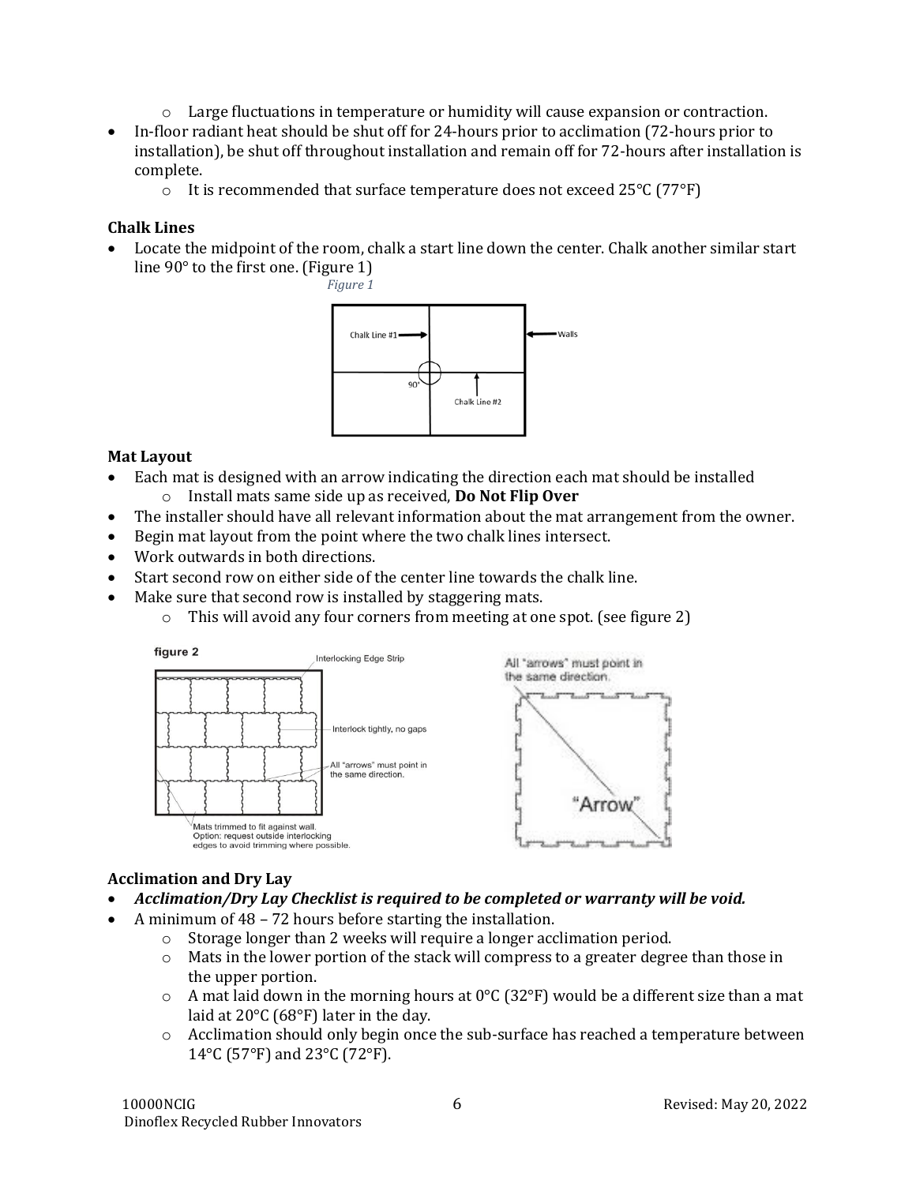- Large fluctuations in temperature or humidity will cause expansion or contraction.
- In-floor radiant heat should be shut off for 24-hours prior to acclimation (72-hours prior to installation), be shut off throughout installation and remain off for 72-hours after installation is complete.
  - It is recommended that surface temperature does not exceed 25°C (77°F)

**Chalk Lines**

- Locate the midpoint of the room, chalk a start line down the center. Chalk another similar start line 90° to the first one. (Figure 1)

*Figure 1*

**Mat Layout**

- Each mat is designed with an arrow indicating the direction each mat should be installed
  - Install mats same side up as received, **Do Not Flip Over**
- The installer should have all relevant information about the mat arrangement from the owner.
- Begin mat layout from the point where the two chalk lines intersect.
- Work outwards in both directions.
- Start second row on either side of the center line towards the chalk line.
- Make sure that second row is installed by staggering mats.
  - This will avoid any four corners from meeting at one spot. (see figure 2)

figure 2

**Acclimation and Dry Lay**

- ***Acclimation/Dry Lay Checklist is required to be completed or warranty will be void.***
- A minimum of 48 – 72 hours before starting the installation.
  - Storage longer than 2 weeks will require a longer acclimation period.
  - Mats in the lower portion of the stack will compress to a greater degree than those in the upper portion.
  - A mat laid down in the morning hours at 0°C (32°F) would be a different size than a mat laid at 20°C (68°F) later in the day.
  - Acclimation should only begin once the sub-surface has reached a temperature between 14°C (57°F) and 23°C (72°F).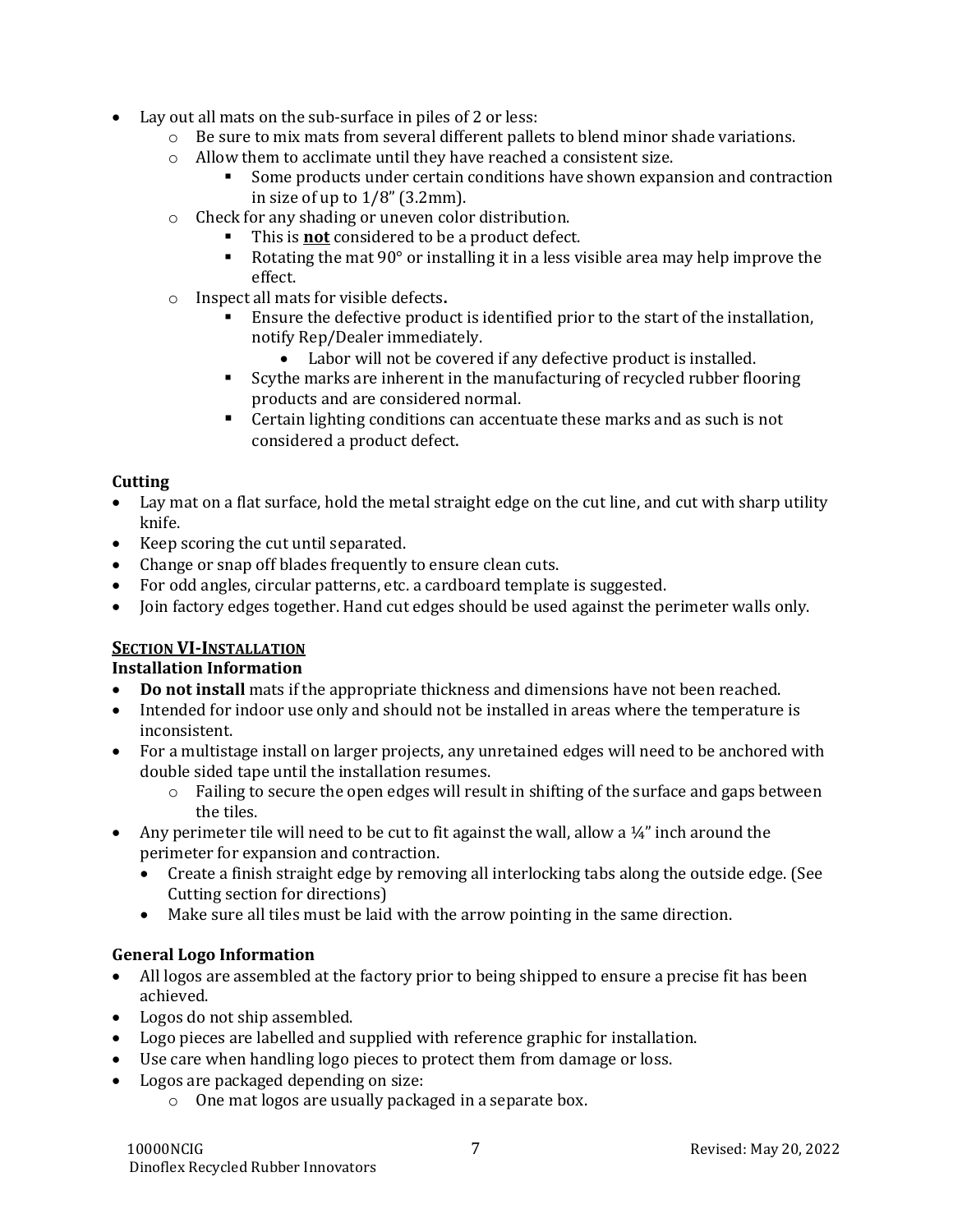- Lay out all mats on the sub-surface in piles of 2 or less:
  - Be sure to mix mats from several different pallets to blend minor shade variations.
  - Allow them to acclimate until they have reached a consistent size.
    - Some products under certain conditions have shown expansion and contraction in size of up to 1/8" (3.2mm).
  - Check for any shading or uneven color distribution.
    - This is **not** considered to be a product defect.
    - Rotating the mat 90° or installing it in a less visible area may help improve the effect.
  - Inspect all mats for visible defects**.**
    - Ensure the defective product is identified prior to the start of the installation, notify Rep/Dealer immediately.
      - Labor will not be covered if any defective product is installed.
    - Scythe marks are inherent in the manufacturing of recycled rubber flooring products and are considered normal.
    - Certain lighting conditions can accentuate these marks and as such is not considered a product defect.

**Cutting**

- Lay mat on a flat surface, hold the metal straight edge on the cut line, and cut with sharp utility knife.
- Keep scoring the cut until separated.
- Change or snap off blades frequently to ensure clean cuts.
- For odd angles, circular patterns, etc. a cardboard template is suggested.
- Join factory edges together. Hand cut edges should be used against the perimeter walls only.

## Section VI-Installation

**Installation Information**

- **Do not install** mats if the appropriate thickness and dimensions have not been reached.
- Intended for indoor use only and should not be installed in areas where the temperature is inconsistent.
- For a multistage install on larger projects, any unretained edges will need to be anchored with double sided tape until the installation resumes.
  - Failing to secure the open edges will result in shifting of the surface and gaps between the tiles.
- Any perimeter tile will need to be cut to fit against the wall, allow a ¼" inch around the perimeter for expansion and contraction.
  - Create a finish straight edge by removing all interlocking tabs along the outside edge. (See Cutting section for directions)
  - Make sure all tiles must be laid with the arrow pointing in the same direction.

**General Logo Information**

- All logos are assembled at the factory prior to being shipped to ensure a precise fit has been achieved.
- Logos do not ship assembled.
- Logo pieces are labelled and supplied with reference graphic for installation.
- Use care when handling logo pieces to protect them from damage or loss.
- Logos are packaged depending on size:
  - One mat logos are usually packaged in a separate box.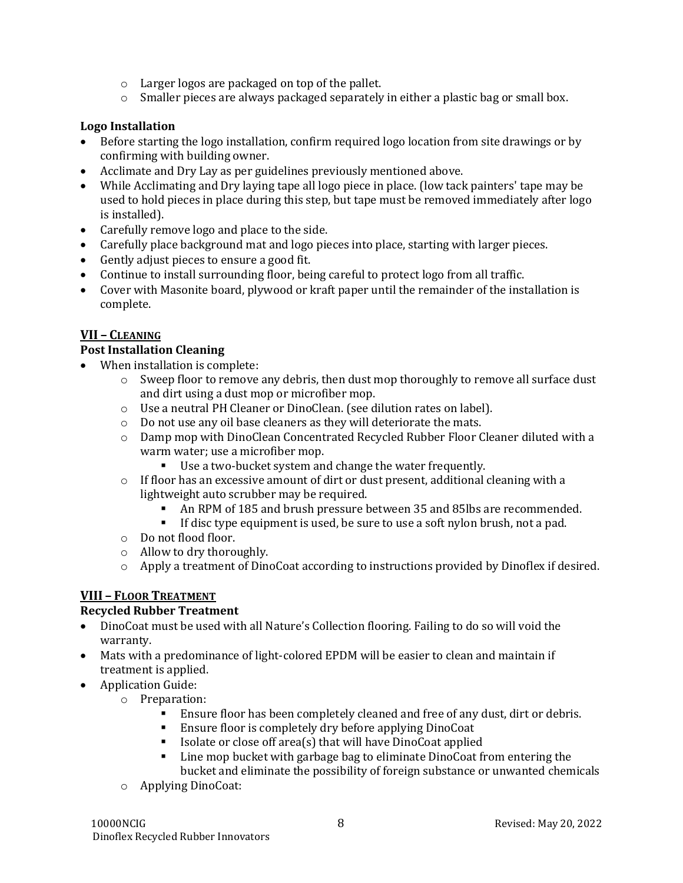- Larger logos are packaged on top of the pallet.
  - Smaller pieces are always packaged separately in either a plastic bag or small box.

**Logo Installation**

- Before starting the logo installation, confirm required logo location from site drawings or by confirming with building owner.
- Acclimate and Dry Lay as per guidelines previously mentioned above.
- While Acclimating and Dry laying tape all logo piece in place. (low tack painters' tape may be used to hold pieces in place during this step, but tape must be removed immediately after logo is installed).
- Carefully remove logo and place to the side.
- Carefully place background mat and logo pieces into place, starting with larger pieces.
- Gently adjust pieces to ensure a good fit.
- Continue to install surrounding floor, being careful to protect logo from all traffic.
- Cover with Masonite board, plywood or kraft paper until the remainder of the installation is complete.

## VII – Cleaning

**Post Installation Cleaning**

- When installation is complete:
  - Sweep floor to remove any debris, then dust mop thoroughly to remove all surface dust and dirt using a dust mop or microfiber mop.
  - Use a neutral PH Cleaner or DinoClean. (see dilution rates on label).
  - Do not use any oil base cleaners as they will deteriorate the mats.
  - Damp mop with DinoClean Concentrated Recycled Rubber Floor Cleaner diluted with a warm water; use a microfiber mop.
    - Use a two-bucket system and change the water frequently.
  - If floor has an excessive amount of dirt or dust present, additional cleaning with a lightweight auto scrubber may be required.
    - An RPM of 185 and brush pressure between 35 and 85lbs are recommended.
    - If disc type equipment is used, be sure to use a soft nylon brush, not a pad.
  - Do not flood floor.
  - Allow to dry thoroughly.
  - Apply a treatment of DinoCoat according to instructions provided by Dinoflex if desired.

## VIII – Floor Treatment

**Recycled Rubber Treatment**

- DinoCoat must be used with all Nature's Collection flooring. Failing to do so will void the warranty.
- Mats with a predominance of light-colored EPDM will be easier to clean and maintain if treatment is applied.
- Application Guide:
  - Preparation:
    - Ensure floor has been completely cleaned and free of any dust, dirt or debris.
    - Ensure floor is completely dry before applying DinoCoat
    - Isolate or close off area(s) that will have DinoCoat applied
    - Line mop bucket with garbage bag to eliminate DinoCoat from entering the bucket and eliminate the possibility of foreign substance or unwanted chemicals
  - Applying DinoCoat: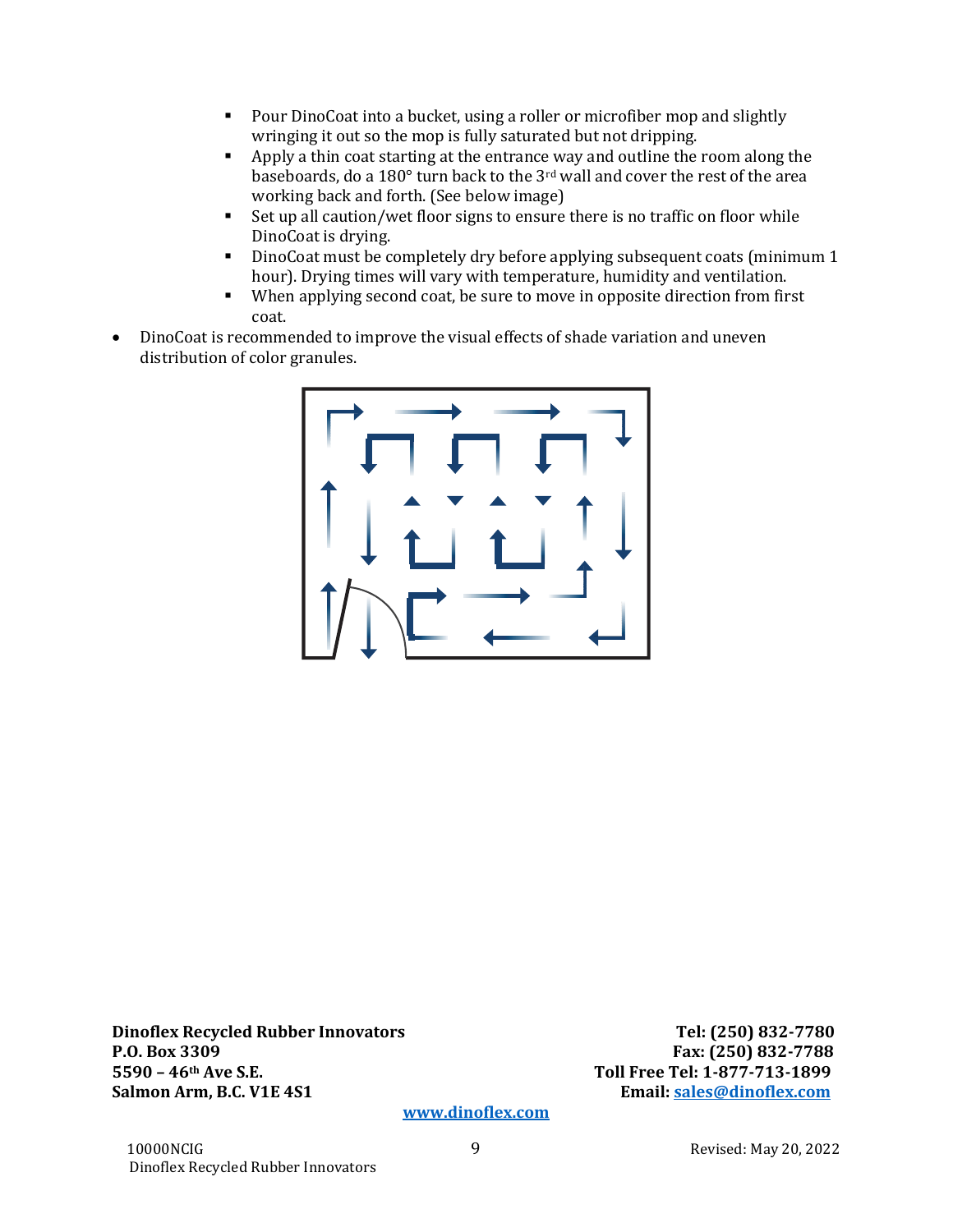- Pour DinoCoat into a bucket, using a roller or microfiber mop and slightly wringing it out so the mop is fully saturated but not dripping.
  - Apply a thin coat starting at the entrance way and outline the room along the baseboards, do a 180° turn back to the 3rd wall and cover the rest of the area working back and forth. (See below image)
  - Set up all caution/wet floor signs to ensure there is no traffic on floor while DinoCoat is drying.
  - DinoCoat must be completely dry before applying subsequent coats (minimum 1 hour). Drying times will vary with temperature, humidity and ventilation.
  - When applying second coat, be sure to move in opposite direction from first coat.
- DinoCoat is recommended to improve the visual effects of shade variation and uneven distribution of color granules.

**Dinoflex Recycled Rubber Innovators**
**P.O. Box 3309**
**5590 – 46th Ave S.E.**
**Salmon Arm, B.C. V1E 4S1**

**Tel: (250) 832-7780**
**Fax: (250) 832-7788**
**Toll Free Tel: 1-877-713-1899**
**Email: sales@dinoflex.com**

**www.dinoflex.com**